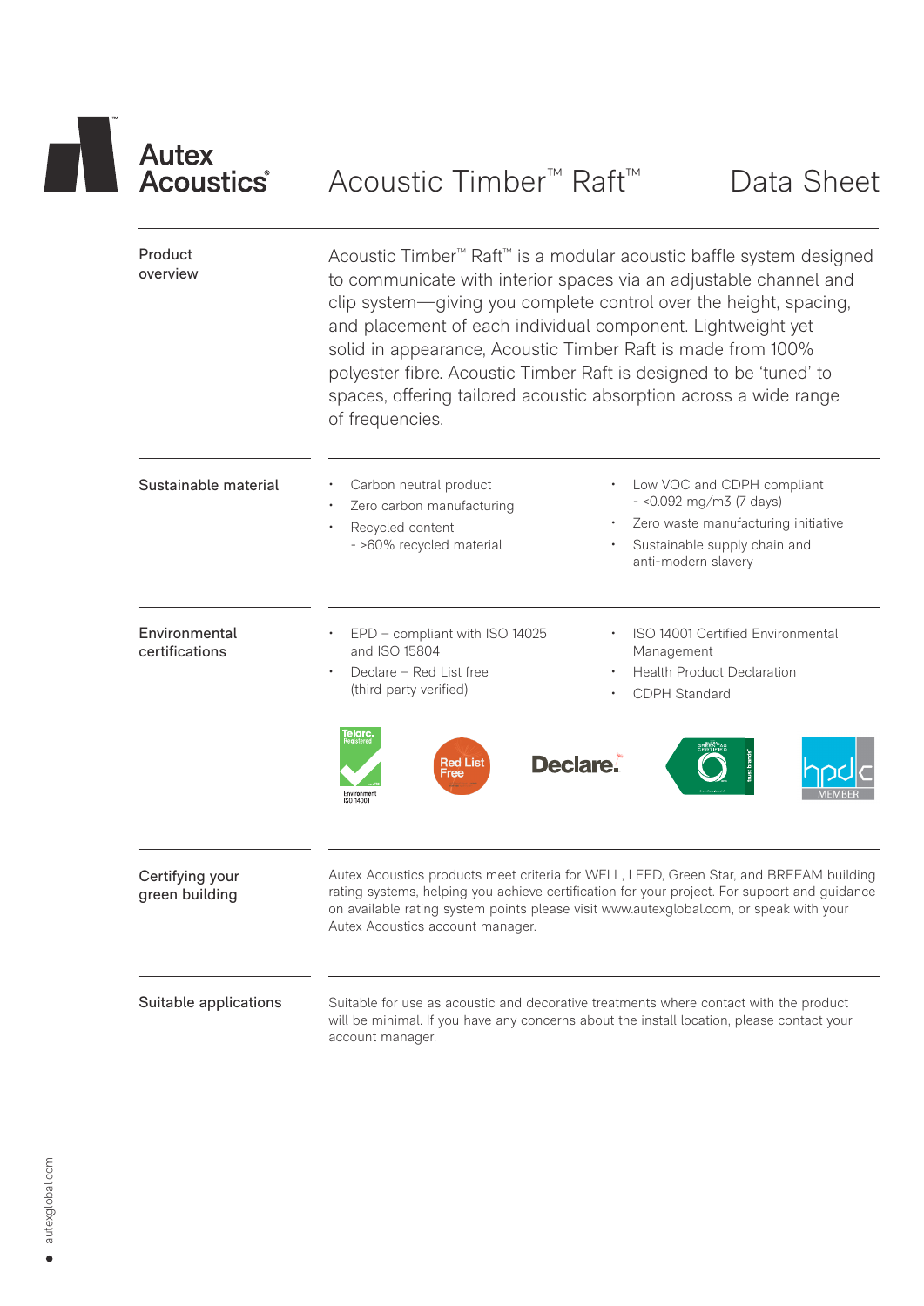# Autex Acoustics

# Acoustic Timber™ Raft™ Data Sheet

## Product overview

Acoustic Timber™ Raft™ is a modular acoustic baffle system designed to communicate with interior spaces via an adjustable channel and clip system—giving you complete control over the height, spacing, and placement of each individual component. Lightweight yet solid in appearance, Acoustic Timber Raft is made from 100% polyester fibre. Acoustic Timber Raft is designed to be 'tuned' to spaces, offering tailored acoustic absorption across a wide range of frequencies.

## Sustainable material

- Carbon neutral product
- Zero carbon manufacturing
- Recycled content
  - >60% recycled material
- Low VOC and CDPH compliant
  - <0.092 mg/m3 (7 days)
- Zero waste manufacturing initiative
- Sustainable supply chain and anti-modern slavery

## Environmental certifications

- EPD – compliant with ISO 14025 and ISO 15804
- Declare – Red List free (third party verified)
- ISO 14001 Certified Environmental Management
- Health Product Declaration
- CDPH Standard

Telarc. Registered Environment ISO 14001 | Red List Free | Declare. | Global GreenTag Certified | hpdc MEMBER

## Certifying your green building

Autex Acoustics products meet criteria for WELL, LEED, Green Star, and BREEAM building rating systems, helping you achieve certification for your project. For support and guidance on available rating system points please visit www.autexglobal.com, or speak with your Autex Acoustics account manager.

## Suitable applications

Suitable for use as acoustic and decorative treatments where contact with the product will be minimal. If you have any concerns about the install location, please contact your account manager.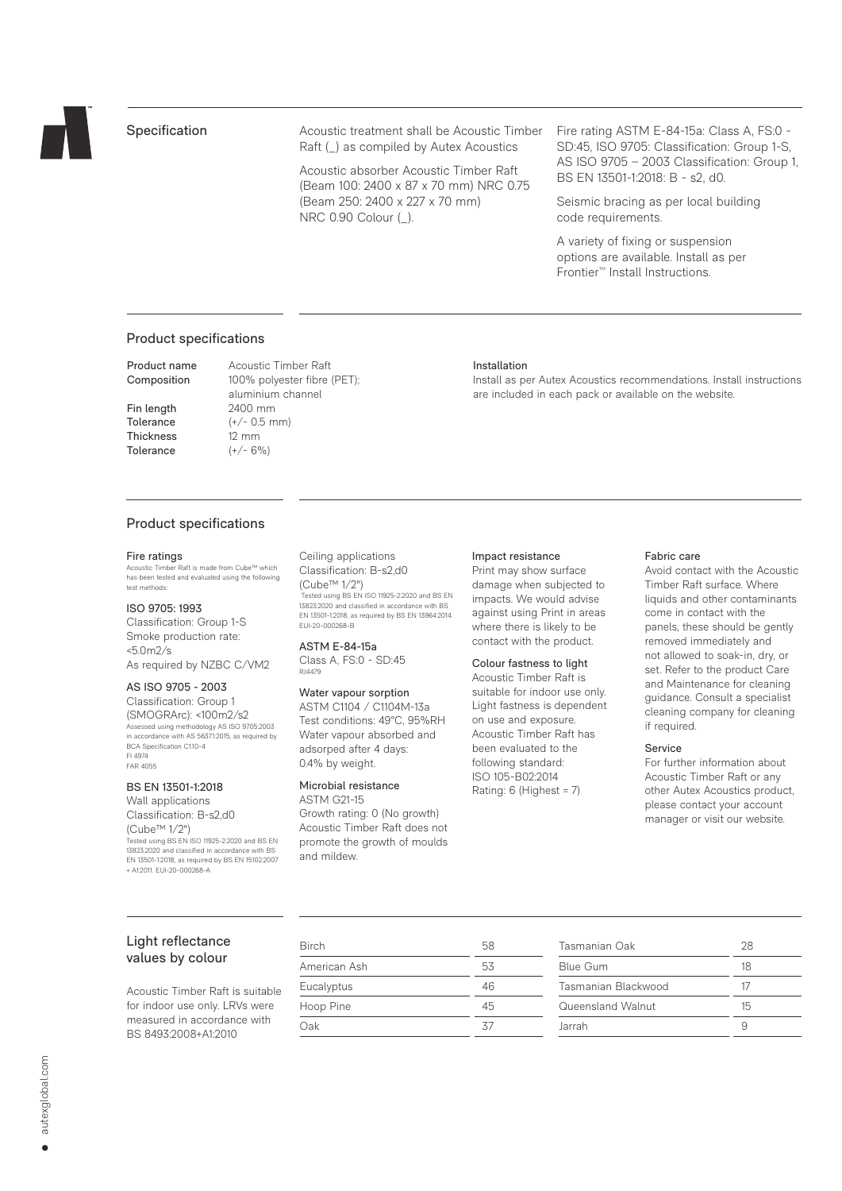## Specification

Acoustic treatment shall be Acoustic Timber Raft (_) as compiled by Autex Acoustics

Acoustic absorber Acoustic Timber Raft (Beam 100: 2400 x 87 x 70 mm) NRC 0.75 (Beam 250: 2400 x 227 x 70 mm) NRC 0.90 Colour (_).

Fire rating ASTM E-84-15a: Class A, FS:0 - SD:45, ISO 9705: Classification: Group 1-S, AS ISO 9705 – 2003 Classification: Group 1, BS EN 13501-1:2018: B - s2, d0.

Seismic bracing as per local building code requirements.

A variety of fixing or suspension options are available. Install as per Frontier™ Install Instructions.

## Product specifications

**Product name** Acoustic Timber Raft

**Composition** 100% polyester fibre (PET); aluminium channel

**Fin length** 2400 mm

**Tolerance** (+/- 0.5 mm)

**Thickness** 12 mm

**Tolerance** (+/- 6%)

### Installation

Install as per Autex Acoustics recommendations. Install instructions are included in each pack or available on the website.

## Product specifications

### Fire ratings

Acoustic Timber Raft is made from Cube™ which has been tested and evaluated using the following test methods:

#### ISO 9705: 1993

Classification: Group 1-S
Smoke production rate: <5.0m2/s
As required by NZBC C/VM2

#### AS ISO 9705 - 2003

Classification: Group 1
(SMOGRArc): <100m2/s2
Assessed using methodology AS ISO 9705:2003 in accordance with AS 5637.1:2015, as required by BCA Specification C1.10-4
FI 4974
FAR 4055

#### BS EN 13501-1:2018

Wall applications
Classification: B-s2,d0
(Cube™ 1/2")
Tested using BS EN ISO 11925-2:2020 and BS EN 13823:2020 and classified in accordance with BS EN 13501-1:2018, as required by BS EN 15102:2007 + A1:2011. EUI-20-000268-A

Ceiling applications
Classification: B-s2,d0
(Cube™ 1/2")
Tested using BS EN ISO 11925-2:2020 and BS EN 13823:2020 and classified in accordance with BS EN 13501-1:2018, as required by BS EN 13964:2014. EUI-20-000268-B

#### ASTM E-84-15a

Class A, FS:0 - SD:45
RJ4479

### Water vapour sorption

ASTM C1104 / C1104M-13a
Test conditions: 49°C, 95%RH
Water vapour absorbed and adsorped after 4 days: 0.4% by weight.

### Microbial resistance

ASTM G21-15
Growth rating: 0 (No growth)
Acoustic Timber Raft does not promote the growth of moulds and mildew.

### Impact resistance

Print may show surface damage when subjected to impacts. We would advise against using Print in areas where there is likely to be contact with the product.

### Colour fastness to light

Acoustic Timber Raft is suitable for indoor use only. Light fastness is dependent on use and exposure. Acoustic Timber Raft has been evaluated to the following standard:
ISO 105-B02:2014
Rating: 6 (Highest = 7)

### Fabric care

Avoid contact with the Acoustic Timber Raft surface. Where liquids and other contaminants come in contact with the panels, these should be gently removed immediately and not allowed to soak-in, dry, or set. Refer to the product Care and Maintenance for cleaning guidance. Consult a specialist cleaning company for cleaning if required.

### Service

For further information about Acoustic Timber Raft or any other Autex Acoustics product, please contact your account manager or visit our website.

## Light reflectance values by colour

Acoustic Timber Raft is suitable for indoor use only. LRVs were measured in accordance with BS 8493:2008+A1:2010

| Colour | LRV | Colour | LRV |
|---|---|---|---|
| Birch | 58 | Tasmanian Oak | 28 |
| American Ash | 53 | Blue Gum | 18 |
| Eucalyptus | 46 | Tasmanian Blackwood | 17 |
| Hoop Pine | 45 | Queensland Walnut | 15 |
| Oak | 37 | Jarrah | 9 |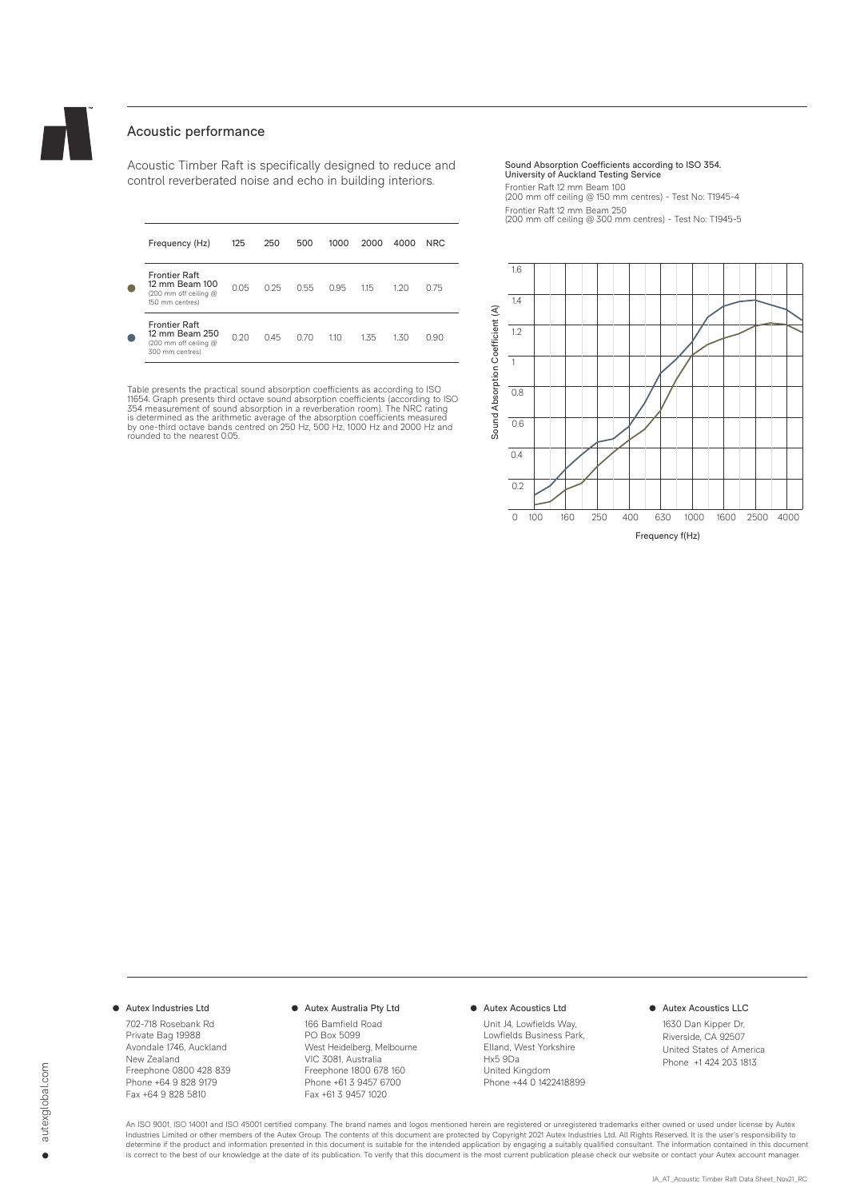## Acoustic performance

Acoustic Timber Raft is specifically designed to reduce and control reverberated noise and echo in building interiors.

| Frequency (Hz) | 125 | 250 | 500 | 1000 | 2000 | 4000 | NRC |
|---|---|---|---|---|---|---|---|
| Frontier Raft 12 mm Beam 100 (200 mm off ceiling @ 150 mm centres) | 0.05 | 0.25 | 0.55 | 0.95 | 1.15 | 1.20 | 0.75 |
| Frontier Raft 12 mm Beam 250 (200 mm off ceiling @ 300 mm centres) | 0.20 | 0.45 | 0.70 | 1.10 | 1.35 | 1.30 | 0.90 |

Table presents the practical sound absorption coefficients as according to ISO 11654. Graph presents third octave sound absorption coefficients (according to ISO 354 measurement of sound absorption in a reverberation room). The NRC rating is determined as the arithmetic average of the absorption coefficients measured by one-third octave bands centred on 250 Hz, 500 Hz, 1000 Hz and 2000 Hz and rounded to the nearest 0.05.

**Sound Absorption Coefficients according to ISO 354.**
**University of Auckland Testing Service**

Frontier Raft 12 mm Beam 100
(200 mm off ceiling @ 150 mm centres) - Test No: T1945-4

Frontier Raft 12 mm Beam 250
(200 mm off ceiling @ 300 mm centres) - Test No: T1945-5

Sound Absorption Coefficient (A)

1.6
1.4
1.2
1
0.8
0.6
0.4
0.2
0

100 160 250 400 630 1000 1600 2500 4000

Frequency f(Hz)

**Autex Industries Ltd**
702-718 Rosebank Rd
Private Bag 19988
Avondale 1746, Auckland
New Zealand
Freephone 0800 428 839
Phone +64 9 828 9179
Fax +64 9 828 5810

**Autex Australia Pty Ltd**
166 Bamfield Road
PO Box 5099
West Heidelberg, Melbourne
VIC 3081, Australia
Freephone 1800 678 160
Phone +61 3 9457 6700
Fax +61 3 9457 1020

**Autex Acoustics Ltd**
Unit J4, Lowfields Way,
Lowfields Business Park,
Elland, West Yorkshire
Hx5 9Da
United Kingdom
Phone +44 0 1422418899

**Autex Acoustics LLC**
1630 Dan Kipper Dr,
Riverside, CA 92507
United States of America
Phone +1 424 203 1813

autexglobal.com

An ISO 9001, ISO 14001 and ISO 45001 certified company. The brand names and logos mentioned herein are registered or unregistered trademarks either owned or used under license by Autex Industries Limited or other members of the Autex Group. The contents of this document are protected by Copyright 2021 Autex Industries Ltd. All Rights Reserved. It is the user's responsibility to determine if the product and information presented in this document is suitable for the intended application by engaging a suitably qualified consultant. The information contained in this document is correct to the best of our knowledge at the date of its publication. To verify that this document is the most current publication please check our website or contact your Autex account manager.

IA_AT_Acoustic Timber Raft Data Sheet_Nov21_RC